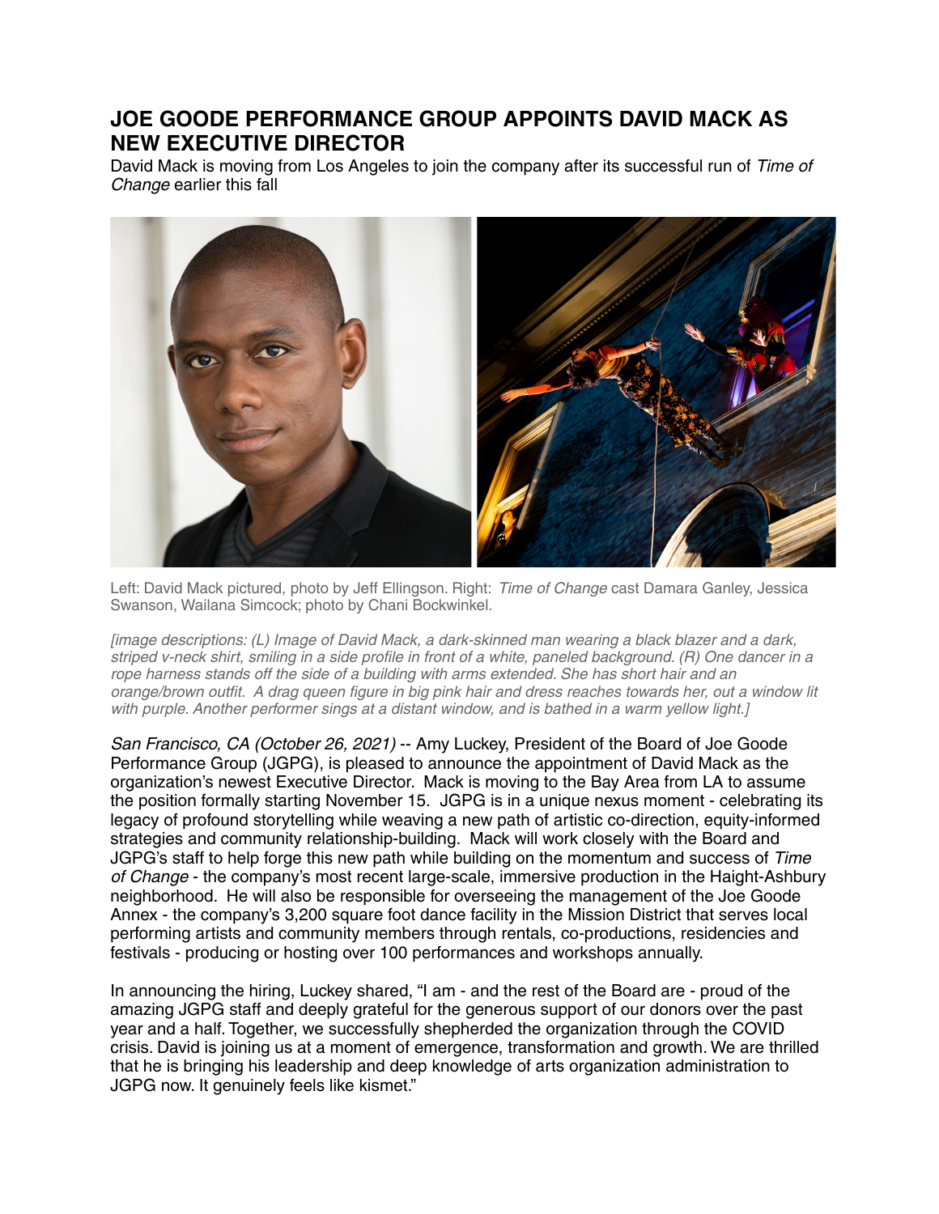# JOE GOODE PERFORMANCE GROUP APPOINTS DAVID MACK AS NEW EXECUTIVE DIRECTOR

David Mack is moving from Los Angeles to join the company after its successful run of *Time of Change* earlier this fall

Left: David Mack pictured, photo by Jeff Ellingson. Right: *Time of Change* cast Damara Ganley, Jessica Swanson, Wailana Simcock; photo by Chani Bockwinkel.

*[image descriptions: (L) Image of David Mack, a dark-skinned man wearing a black blazer and a dark, striped v-neck shirt, smiling in a side profile in front of a white, paneled background. (R) One dancer in a rope harness stands off the side of a building with arms extended. She has short hair and an orange/brown outfit. A drag queen figure in big pink hair and dress reaches towards her, out a window lit with purple. Another performer sings at a distant window, and is bathed in a warm yellow light.]*

*San Francisco, CA (October 26, 2021)* -- Amy Luckey, President of the Board of Joe Goode Performance Group (JGPG), is pleased to announce the appointment of David Mack as the organization's newest Executive Director. Mack is moving to the Bay Area from LA to assume the position formally starting November 15. JGPG is in a unique nexus moment - celebrating its legacy of profound storytelling while weaving a new path of artistic co-direction, equity-informed strategies and community relationship-building. Mack will work closely with the Board and JGPG's staff to help forge this new path while building on the momentum and success of *Time of Change* - the company's most recent large-scale, immersive production in the Haight-Ashbury neighborhood. He will also be responsible for overseeing the management of the Joe Goode Annex - the company's 3,200 square foot dance facility in the Mission District that serves local performing artists and community members through rentals, co-productions, residencies and festivals - producing or hosting over 100 performances and workshops annually.

In announcing the hiring, Luckey shared, "I am - and the rest of the Board are - proud of the amazing JGPG staff and deeply grateful for the generous support of our donors over the past year and a half. Together, we successfully shepherded the organization through the COVID crisis. David is joining us at a moment of emergence, transformation and growth. We are thrilled that he is bringing his leadership and deep knowledge of arts organization administration to JGPG now. It genuinely feels like kismet."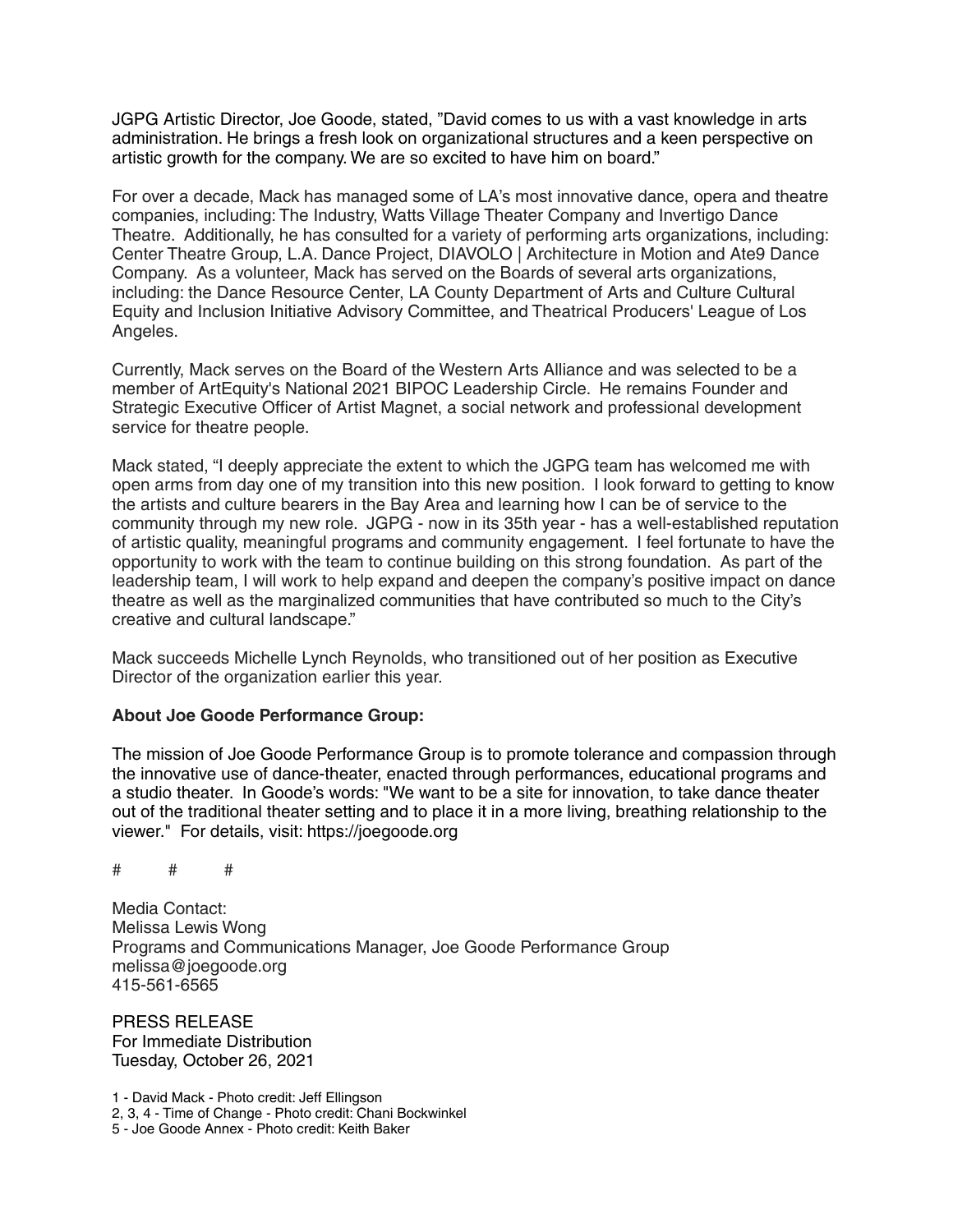JGPG Artistic Director, Joe Goode, stated, "David comes to us with a vast knowledge in arts administration. He brings a fresh look on organizational structures and a keen perspective on artistic growth for the company. We are so excited to have him on board."

For over a decade, Mack has managed some of LA's most innovative dance, opera and theatre companies, including: The Industry, Watts Village Theater Company and Invertigo Dance Theatre. Additionally, he has consulted for a variety of performing arts organizations, including: Center Theatre Group, L.A. Dance Project, DIAVOLO | Architecture in Motion and Ate9 Dance Company. As a volunteer, Mack has served on the Boards of several arts organizations, including: the Dance Resource Center, LA County Department of Arts and Culture Cultural Equity and Inclusion Initiative Advisory Committee, and Theatrical Producers' League of Los Angeles.

Currently, Mack serves on the Board of the Western Arts Alliance and was selected to be a member of ArtEquity's National 2021 BIPOC Leadership Circle. He remains Founder and Strategic Executive Officer of Artist Magnet, a social network and professional development service for theatre people.

Mack stated, "I deeply appreciate the extent to which the JGPG team has welcomed me with open arms from day one of my transition into this new position. I look forward to getting to know the artists and culture bearers in the Bay Area and learning how I can be of service to the community through my new role. JGPG - now in its 35th year - has a well-established reputation of artistic quality, meaningful programs and community engagement. I feel fortunate to have the opportunity to work with the team to continue building on this strong foundation. As part of the leadership team, I will work to help expand and deepen the company's positive impact on dance theatre as well as the marginalized communities that have contributed so much to the City's creative and cultural landscape."

Mack succeeds Michelle Lynch Reynolds, who transitioned out of her position as Executive Director of the organization earlier this year.

**About Joe Goode Performance Group:**

The mission of Joe Goode Performance Group is to promote tolerance and compassion through the innovative use of dance-theater, enacted through performances, educational programs and a studio theater. In Goode's words: "We want to be a site for innovation, to take dance theater out of the traditional theater setting and to place it in a more living, breathing relationship to the viewer." For details, visit: https://joegoode.org

# # #

Media Contact:
Melissa Lewis Wong
Programs and Communications Manager, Joe Goode Performance Group
melissa@joegoode.org
415-561-6565

PRESS RELEASE
For Immediate Distribution
Tuesday, October 26, 2021

1 - David Mack - Photo credit: Jeff Ellingson
2, 3, 4 - Time of Change - Photo credit: Chani Bockwinkel
5 - Joe Goode Annex - Photo credit: Keith Baker